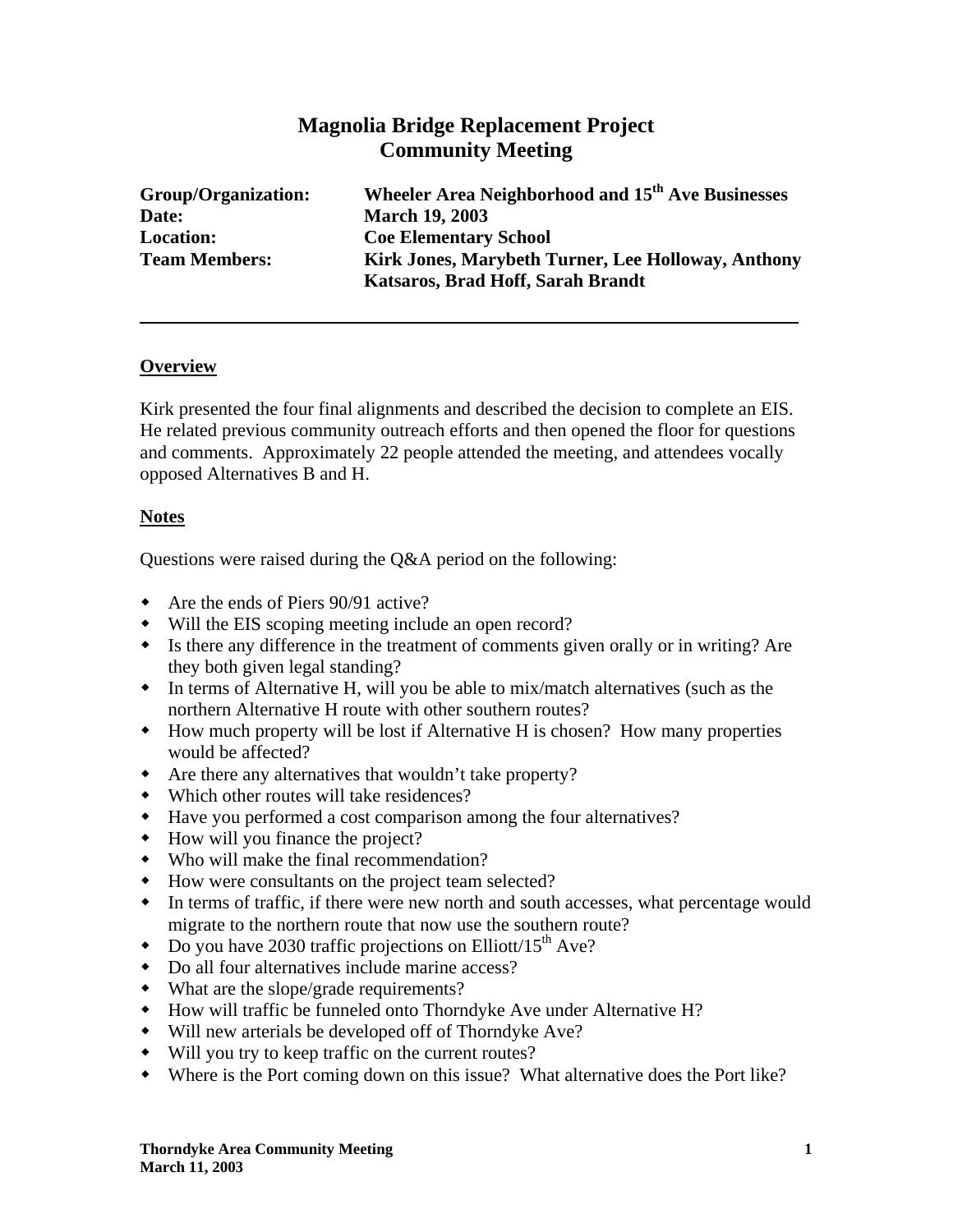# Magnolia Bridge Replacement Project
# Community Meeting

| | |
|---|---|
| **Group/Organization:** | **Wheeler Area Neighborhood and 15th Ave Businesses** |
| **Date:** | **March 19, 2003** |
| **Location:** | **Coe Elementary School** |
| **Team Members:** | **Kirk Jones, Marybeth Turner, Lee Holloway, Anthony Katsaros, Brad Hoff, Sarah Brandt** |

---

## Overview

Kirk presented the four final alignments and described the decision to complete an EIS. He related previous community outreach efforts and then opened the floor for questions and comments. Approximately 22 people attended the meeting, and attendees vocally opposed Alternatives B and H.

## Notes

Questions were raised during the Q&A period on the following:

- Are the ends of Piers 90/91 active?
- Will the EIS scoping meeting include an open record?
- Is there any difference in the treatment of comments given orally or in writing? Are they both given legal standing?
- In terms of Alternative H, will you be able to mix/match alternatives (such as the northern Alternative H route with other southern routes?
- How much property will be lost if Alternative H is chosen? How many properties would be affected?
- Are there any alternatives that wouldn't take property?
- Which other routes will take residences?
- Have you performed a cost comparison among the four alternatives?
- How will you finance the project?
- Who will make the final recommendation?
- How were consultants on the project team selected?
- In terms of traffic, if there were new north and south accesses, what percentage would migrate to the northern route that now use the southern route?
- Do you have 2030 traffic projections on Elliott/15th Ave?
- Do all four alternatives include marine access?
- What are the slope/grade requirements?
- How will traffic be funneled onto Thorndyke Ave under Alternative H?
- Will new arterials be developed off of Thorndyke Ave?
- Will you try to keep traffic on the current routes?
- Where is the Port coming down on this issue? What alternative does the Port like?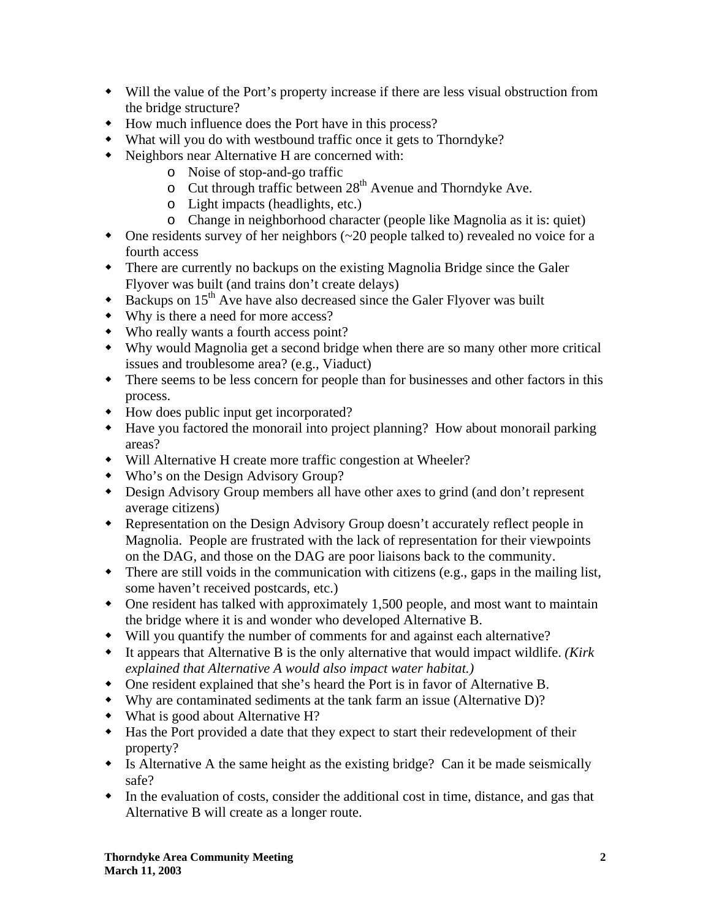- Will the value of the Port's property increase if there are less visual obstruction from the bridge structure?
- How much influence does the Port have in this process?
- What will you do with westbound traffic once it gets to Thorndyke?
- Neighbors near Alternative H are concerned with:
  - Noise of stop-and-go traffic
  - Cut through traffic between 28th Avenue and Thorndyke Ave.
  - Light impacts (headlights, etc.)
  - Change in neighborhood character (people like Magnolia as it is: quiet)
- One residents survey of her neighbors (~20 people talked to) revealed no voice for a fourth access
- There are currently no backups on the existing Magnolia Bridge since the Galer Flyover was built (and trains don't create delays)
- Backups on 15th Ave have also decreased since the Galer Flyover was built
- Why is there a need for more access?
- Who really wants a fourth access point?
- Why would Magnolia get a second bridge when there are so many other more critical issues and troublesome area? (e.g., Viaduct)
- There seems to be less concern for people than for businesses and other factors in this process.
- How does public input get incorporated?
- Have you factored the monorail into project planning? How about monorail parking areas?
- Will Alternative H create more traffic congestion at Wheeler?
- Who's on the Design Advisory Group?
- Design Advisory Group members all have other axes to grind (and don't represent average citizens)
- Representation on the Design Advisory Group doesn't accurately reflect people in Magnolia. People are frustrated with the lack of representation for their viewpoints on the DAG, and those on the DAG are poor liaisons back to the community.
- There are still voids in the communication with citizens (e.g., gaps in the mailing list, some haven't received postcards, etc.)
- One resident has talked with approximately 1,500 people, and most want to maintain the bridge where it is and wonder who developed Alternative B.
- Will you quantify the number of comments for and against each alternative?
- It appears that Alternative B is the only alternative that would impact wildlife. *(Kirk explained that Alternative A would also impact water habitat.)*
- One resident explained that she's heard the Port is in favor of Alternative B.
- Why are contaminated sediments at the tank farm an issue (Alternative D)?
- What is good about Alternative H?
- Has the Port provided a date that they expect to start their redevelopment of their property?
- Is Alternative A the same height as the existing bridge? Can it be made seismically safe?
- In the evaluation of costs, consider the additional cost in time, distance, and gas that Alternative B will create as a longer route.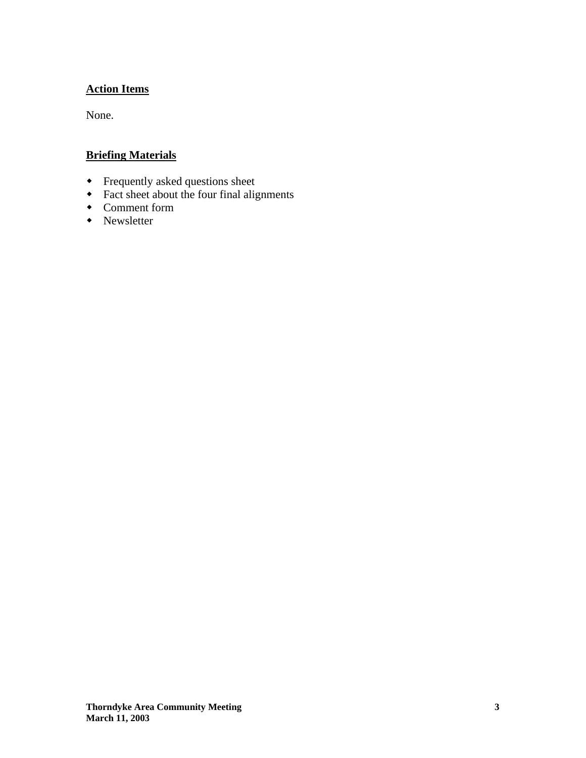## Action Items

None.

## Briefing Materials

- Frequently asked questions sheet
- Fact sheet about the four final alignments
- Comment form
- Newsletter